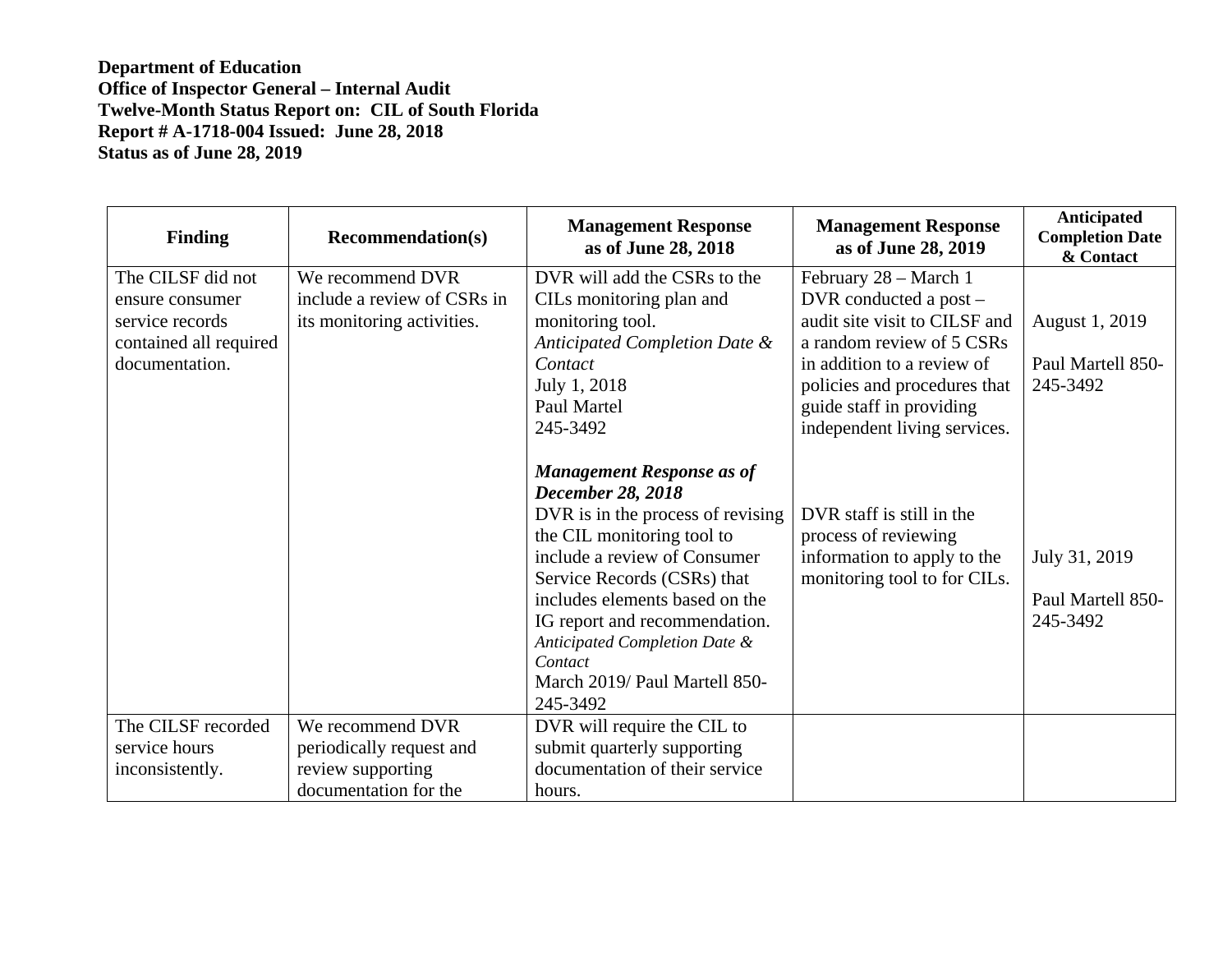**Department of Education**
**Office of Inspector General – Internal Audit**
**Twelve-Month Status Report on: CIL of South Florida**
**Report # A-1718-004 Issued: June 28, 2018**
**Status as of June 28, 2019**

| Finding | Recommendation(s) | Management Response as of June 28, 2018 | Management Response as of June 28, 2019 | Anticipated Completion Date & Contact |
|---|---|---|---|---|
| The CILSF did not ensure consumer service records contained all required documentation. | We recommend DVR include a review of CSRs in its monitoring activities. | DVR will add the CSRs to the CILs monitoring plan and monitoring tool.<br>*Anticipated Completion Date & Contact*<br>July 1, 2018<br>Paul Martel<br>245-3492<br><br>***Management Response as of December 28, 2018***<br>DVR is in the process of revising the CIL monitoring tool to include a review of Consumer Service Records (CSRs) that includes elements based on the IG report and recommendation.<br>*Anticipated Completion Date & Contact*<br>March 2019/ Paul Martell 850-245-3492 | February 28 – March 1 DVR conducted a post – audit site visit to CILSF and a random review of 5 CSRs in addition to a review of policies and procedures that guide staff in providing independent living services.<br><br>DVR staff is still in the process of reviewing information to apply to the monitoring tool to for CILs. | August 1, 2019<br><br>Paul Martell 850-245-3492<br><br>July 31, 2019<br><br>Paul Martell 850-245-3492 |
| The CILSF recorded service hours inconsistently. | We recommend DVR periodically request and review supporting documentation for the | DVR will require the CIL to submit quarterly supporting documentation of their service hours. | | |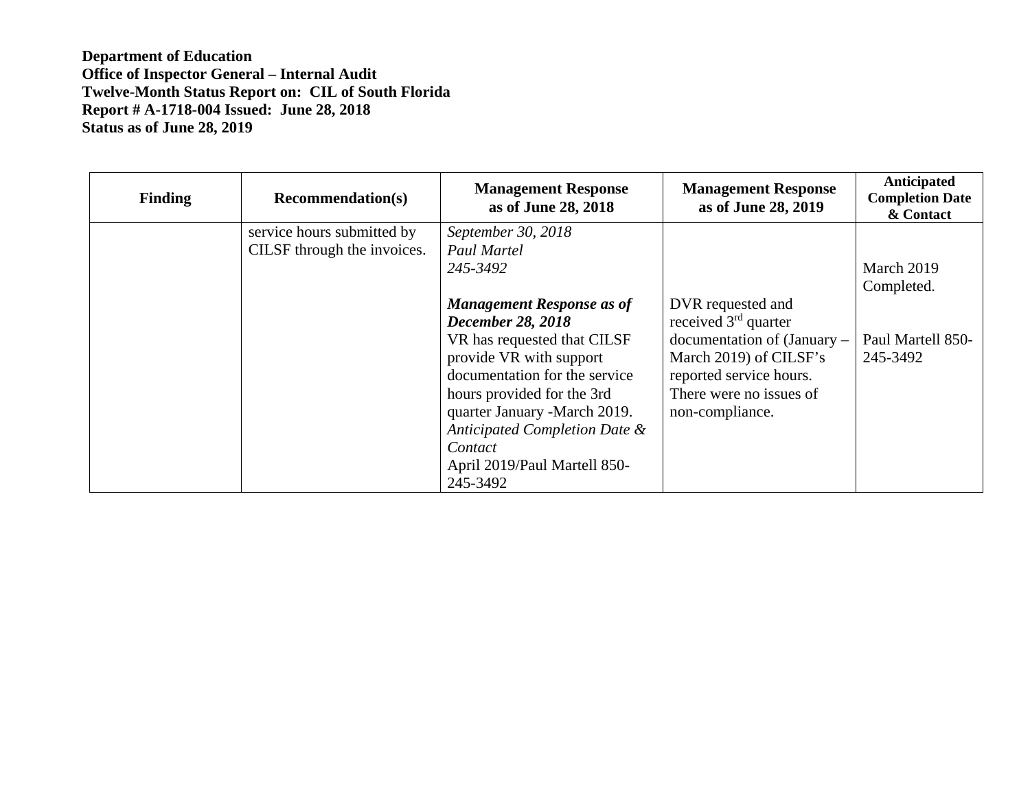**Department of Education**
**Office of Inspector General – Internal Audit**
**Twelve-Month Status Report on: CIL of South Florida**
**Report # A-1718-004 Issued: June 28, 2018**
**Status as of June 28, 2019**

| Finding | Recommendation(s) | Management Response as of June 28, 2018 | Management Response as of June 28, 2019 | Anticipated Completion Date & Contact |
|---|---|---|---|---|
| | service hours submitted by CILSF through the invoices. | *September 30, 2018* *Paul Martel* *245-3492* ***Management Response as of December 28, 2018*** VR has requested that CILSF provide VR with support documentation for the service hours provided for the 3rd quarter January -March 2019. *Anticipated Completion Date & Contact* April 2019/Paul Martell 850-245-3492 | DVR requested and received 3rd quarter documentation of (January – March 2019) of CILSF's reported service hours. There were no issues of non-compliance. | March 2019 Completed. Paul Martell 850-245-3492 |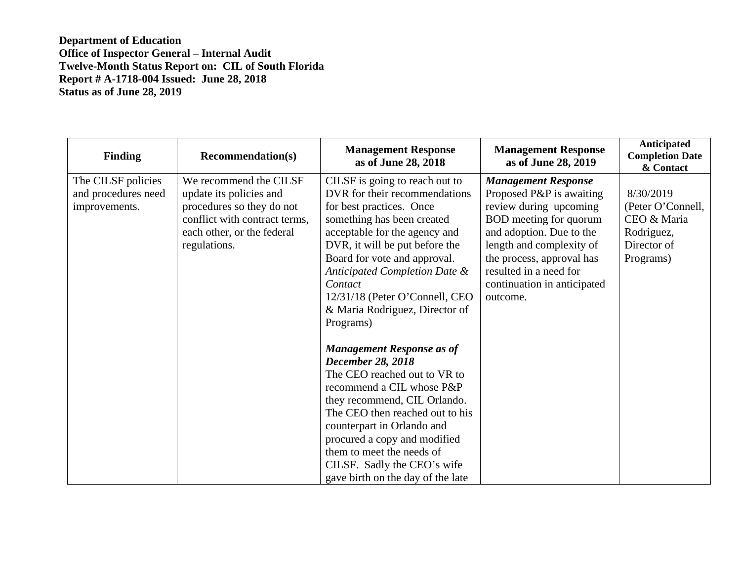**Department of Education**
**Office of Inspector General – Internal Audit**
**Twelve-Month Status Report on: CIL of South Florida**
**Report # A-1718-004 Issued: June 28, 2018**
**Status as of June 28, 2019**

| Finding | Recommendation(s) | Management Response as of June 28, 2018 | Management Response as of June 28, 2019 | Anticipated Completion Date & Contact |
|---|---|---|---|---|
| The CILSF policies and procedures need improvements. | We recommend the CILSF update its policies and procedures so they do not conflict with contract terms, each other, or the federal regulations. | CILSF is going to reach out to DVR for their recommendations for best practices. Once something has been created acceptable for the agency and DVR, it will be put before the Board for vote and approval.<br>*Anticipated Completion Date & Contact*<br>12/31/18 (Peter O'Connell, CEO & Maria Rodriguez, Director of Programs)<br><br>***Management Response as of December 28, 2018***<br>The CEO reached out to VR to recommend a CIL whose P&P they recommend, CIL Orlando. The CEO then reached out to his counterpart in Orlando and procured a copy and modified them to meet the needs of CILSF. Sadly the CEO's wife gave birth on the day of the late | ***Management Response***<br>Proposed P&P is awaiting review during upcoming BOD meeting for quorum and adoption. Due to the length and complexity of the process, approval has resulted in a need for continuation in anticipated outcome. | 8/30/2019 (Peter O'Connell, CEO & Maria Rodriguez, Director of Programs) |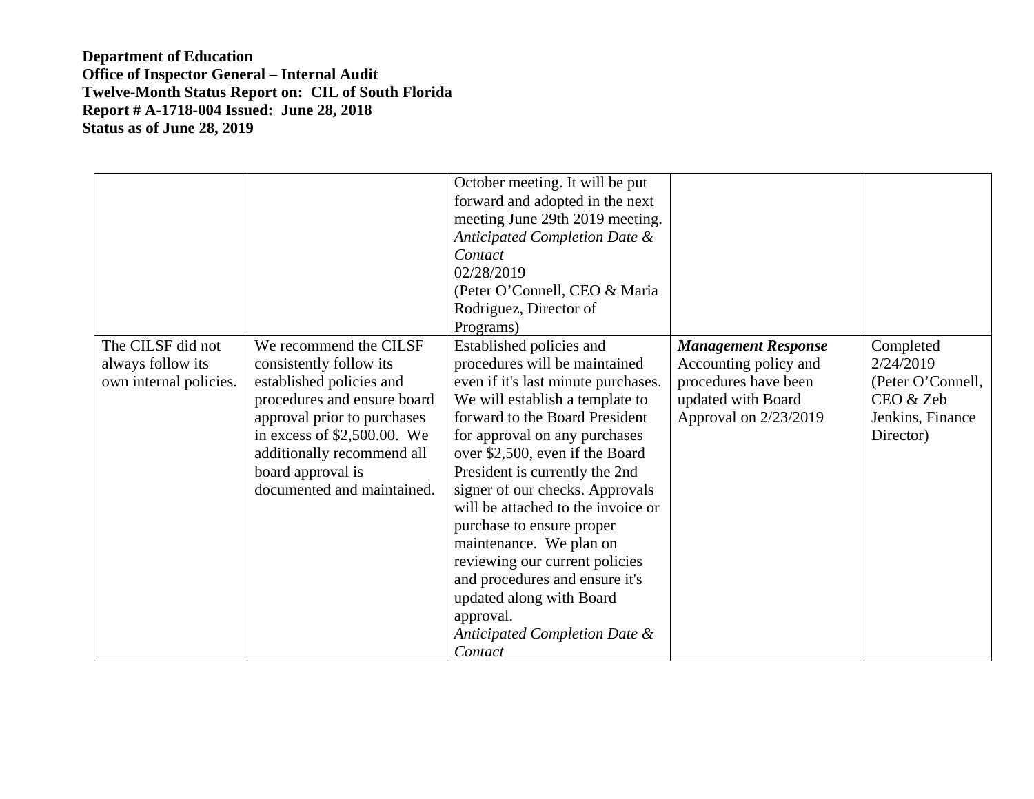**Department of Education**
**Office of Inspector General – Internal Audit**
**Twelve-Month Status Report on: CIL of South Florida**
**Report # A-1718-004 Issued: June 28, 2018**
**Status as of June 28, 2019**

| | | | | |
|---|---|---|---|---|
| | | October meeting. It will be put forward and adopted in the next meeting June 29th 2019 meeting. *Anticipated Completion Date & Contact* 02/28/2019 (Peter O'Connell, CEO & Maria Rodriguez, Director of Programs) | | |
| The CILSF did not always follow its own internal policies. | We recommend the CILSF consistently follow its established policies and procedures and ensure board approval prior to purchases in excess of $2,500.00. We additionally recommend all board approval is documented and maintained. | Established policies and procedures will be maintained even if it's last minute purchases. We will establish a template to forward to the Board President for approval on any purchases over $2,500, even if the Board President is currently the 2nd signer of our checks. Approvals will be attached to the invoice or purchase to ensure proper maintenance. We plan on reviewing our current policies and procedures and ensure it's updated along with Board approval. *Anticipated Completion Date & Contact* | ***Management Response*** Accounting policy and procedures have been updated with Board Approval on 2/23/2019 | Completed 2/24/2019 (Peter O'Connell, CEO & Zeb Jenkins, Finance Director) |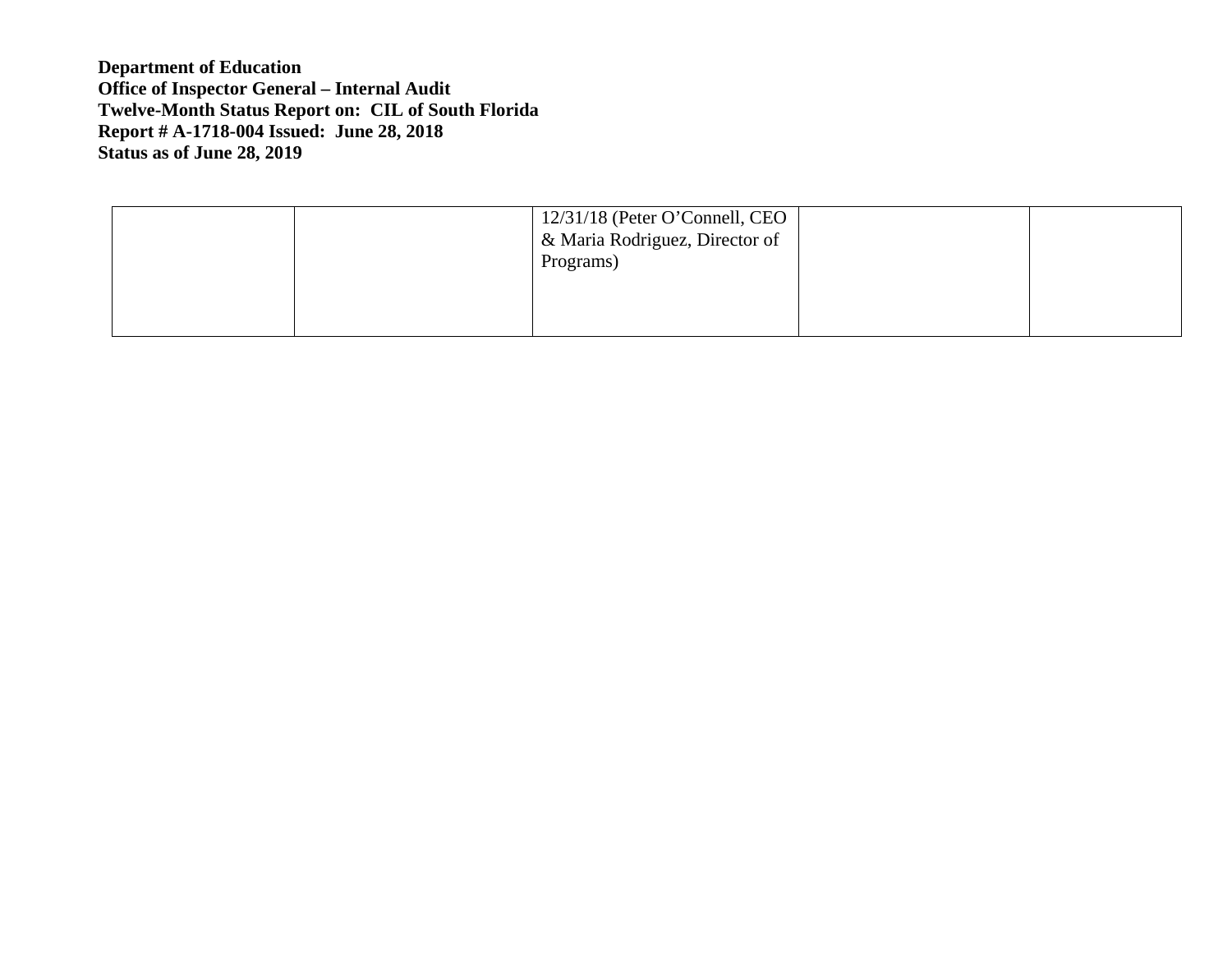**Department of Education**
**Office of Inspector General – Internal Audit**
**Twelve-Month Status Report on: CIL of South Florida**
**Report # A-1718-004 Issued: June 28, 2018**
**Status as of June 28, 2019**

| | | | | |
|---|---|---|---|---|
| | | 12/31/18 (Peter O'Connell, CEO & Maria Rodriguez, Director of Programs) | | |